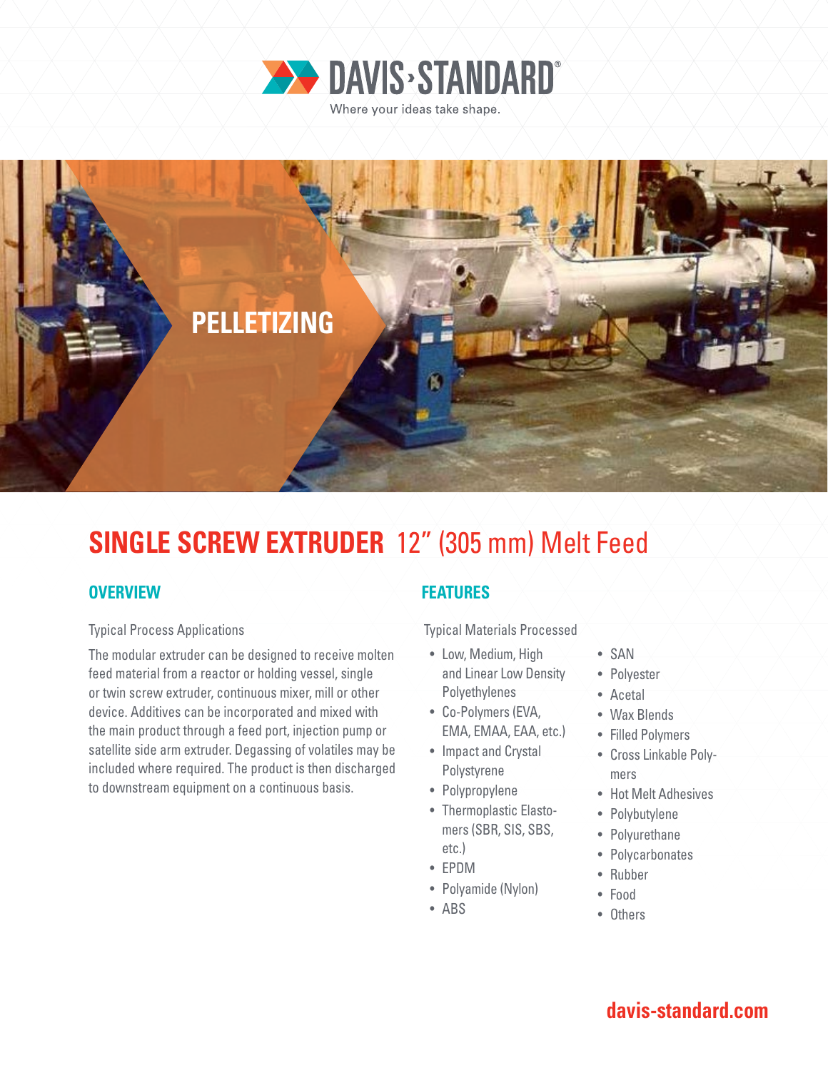DAVIS›STANDARD®

Where your ideas take shape.

PELLETIZING

# SINGLE SCREW EXTRUDER 12" (305 mm) Melt Feed

## OVERVIEW

Typical Process Applications

The modular extruder can be designed to receive molten feed material from a reactor or holding vessel, single or twin screw extruder, continuous mixer, mill or other device. Additives can be incorporated and mixed with the main product through a feed port, injection pump or satellite side arm extruder. Degassing of volatiles may be included where required. The product is then discharged to downstream equipment on a continuous basis.

## FEATURES

Typical Materials Processed

- Low, Medium, High and Linear Low Density Polyethylenes
- Co-Polymers (EVA, EMA, EMAA, EAA, etc.)
- Impact and Crystal Polystyrene
- Polypropylene
- Thermoplastic Elastomers (SBR, SIS, SBS, etc.)
- EPDM
- Polyamide (Nylon)
- ABS
- SAN
- Polyester
- Acetal
- Wax Blends
- Filled Polymers
- Cross Linkable Polymers
- Hot Melt Adhesives
- Polybutylene
- Polyurethane
- Polycarbonates
- Rubber
- Food
- Others

davis-standard.com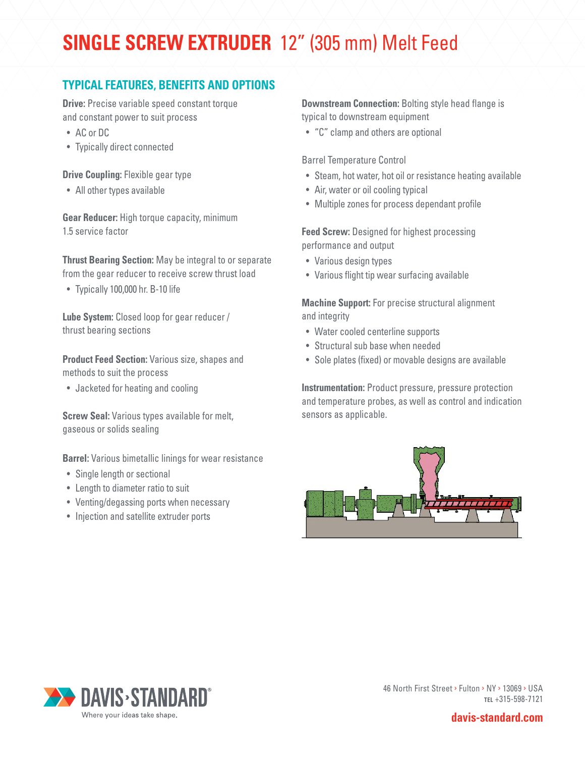# SINGLE SCREW EXTRUDER 12" (305 mm) Melt Feed

## TYPICAL FEATURES, BENEFITS AND OPTIONS

**Drive:** Precise variable speed constant torque and constant power to suit process

- AC or DC
- Typically direct connected

**Drive Coupling:** Flexible gear type

- All other types available

**Gear Reducer:** High torque capacity, minimum 1.5 service factor

**Thrust Bearing Section:** May be integral to or separate from the gear reducer to receive screw thrust load

- Typically 100,000 hr. B-10 life

**Lube System:** Closed loop for gear reducer / thrust bearing sections

**Product Feed Section:** Various size, shapes and methods to suit the process

- Jacketed for heating and cooling

**Screw Seal:** Various types available for melt, gaseous or solids sealing

**Barrel:** Various bimetallic linings for wear resistance

- Single length or sectional
- Length to diameter ratio to suit
- Venting/degassing ports when necessary
- Injection and satellite extruder ports

**Downstream Connection:** Bolting style head flange is typical to downstream equipment

- "C" clamp and others are optional

Barrel Temperature Control

- Steam, hot water, hot oil or resistance heating available
- Air, water or oil cooling typical
- Multiple zones for process dependant profile

**Feed Screw:** Designed for highest processing performance and output

- Various design types
- Various flight tip wear surfacing available

**Machine Support:** For precise structural alignment and integrity

- Water cooled centerline supports
- Structural sub base when needed
- Sole plates (fixed) or movable designs are available

**Instrumentation:** Product pressure, pressure protection and temperature probes, as well as control and indication sensors as applicable.

DAVIS-STANDARD®
Where your ideas take shape.

46 North First Street › Fulton › NY › 13069 › USA
TEL +315-598-7121

davis-standard.com